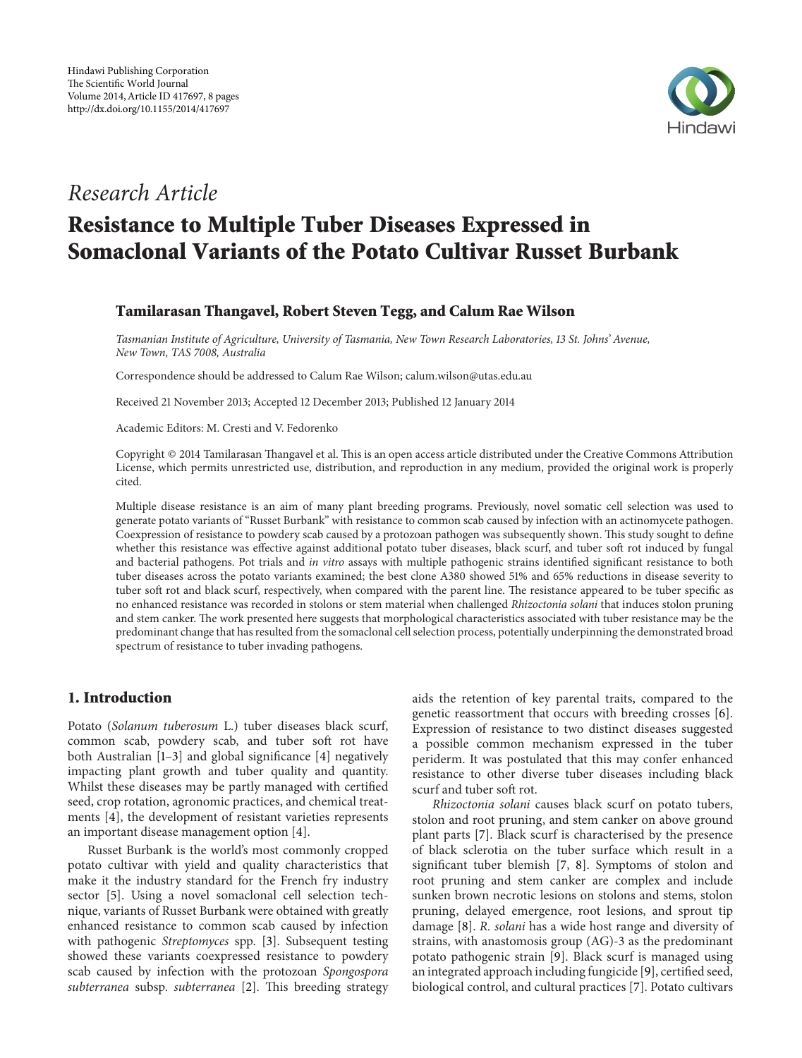Hindawi Publishing Corporation
The Scientific World Journal
Volume 2014, Article ID 417697, 8 pages
http://dx.doi.org/10.1155/2014/417697

*Research Article*

# Resistance to Multiple Tuber Diseases Expressed in Somaclonal Variants of the Potato Cultivar Russet Burbank

**Tamilarasan Thangavel, Robert Steven Tegg, and Calum Rae Wilson**

*Tasmanian Institute of Agriculture, University of Tasmania, New Town Research Laboratories, 13 St. Johns' Avenue, New Town, TAS 7008, Australia*

Correspondence should be addressed to Calum Rae Wilson; calum.wilson@utas.edu.au

Received 21 November 2013; Accepted 12 December 2013; Published 12 January 2014

Academic Editors: M. Cresti and V. Fedorenko

Copyright © 2014 Tamilarasan Thangavel et al. This is an open access article distributed under the Creative Commons Attribution License, which permits unrestricted use, distribution, and reproduction in any medium, provided the original work is properly cited.

Multiple disease resistance is an aim of many plant breeding programs. Previously, novel somatic cell selection was used to generate potato variants of "Russet Burbank" with resistance to common scab caused by infection with an actinomycete pathogen. Coexpression of resistance to powdery scab caused by a protozoan pathogen was subsequently shown. This study sought to define whether this resistance was effective against additional potato tuber diseases, black scurf, and tuber soft rot induced by fungal and bacterial pathogens. Pot trials and *in vitro* assays with multiple pathogenic strains identified significant resistance to both tuber diseases across the potato variants examined; the best clone A380 showed 51% and 65% reductions in disease severity to tuber soft rot and black scurf, respectively, when compared with the parent line. The resistance appeared to be tuber specific as no enhanced resistance was recorded in stolons or stem material when challenged *Rhizoctonia solani* that induces stolon pruning and stem canker. The work presented here suggests that morphological characteristics associated with tuber resistance may be the predominant change that has resulted from the somaclonal cell selection process, potentially underpinning the demonstrated broad spectrum of resistance to tuber invading pathogens.

## 1. Introduction

Potato (*Solanum tuberosum* L.) tuber diseases black scurf, common scab, powdery scab, and tuber soft rot have both Australian [1–3] and global significance [4] negatively impacting plant growth and tuber quality and quantity. Whilst these diseases may be partly managed with certified seed, crop rotation, agronomic practices, and chemical treatments [4], the development of resistant varieties represents an important disease management option [4].

Russet Burbank is the world's most commonly cropped potato cultivar with yield and quality characteristics that make it the industry standard for the French fry industry sector [5]. Using a novel somaclonal cell selection technique, variants of Russet Burbank were obtained with greatly enhanced resistance to common scab caused by infection with pathogenic *Streptomyces* spp. [3]. Subsequent testing showed these variants coexpressed resistance to powdery scab caused by infection with the protozoan *Spongospora subterranea* subsp. *subterranea* [2]. This breeding strategy aids the retention of key parental traits, compared to the genetic reassortment that occurs with breeding crosses [6]. Expression of resistance to two distinct diseases suggested a possible common mechanism expressed in the tuber periderm. It was postulated that this may confer enhanced resistance to other diverse tuber diseases including black scurf and tuber soft rot.

*Rhizoctonia solani* causes black scurf on potato tubers, stolon and root pruning, and stem canker on above ground plant parts [7]. Black scurf is characterised by the presence of black sclerotia on the tuber surface which result in a significant tuber blemish [7, 8]. Symptoms of stolon and root pruning and stem canker are complex and include sunken brown necrotic lesions on stolons and stems, stolon pruning, delayed emergence, root lesions, and sprout tip damage [8]. *R. solani* has a wide host range and diversity of strains, with anastomosis group (AG)-3 as the predominant potato pathogenic strain [9]. Black scurf is managed using an integrated approach including fungicide [9], certified seed, biological control, and cultural practices [7]. Potato cultivars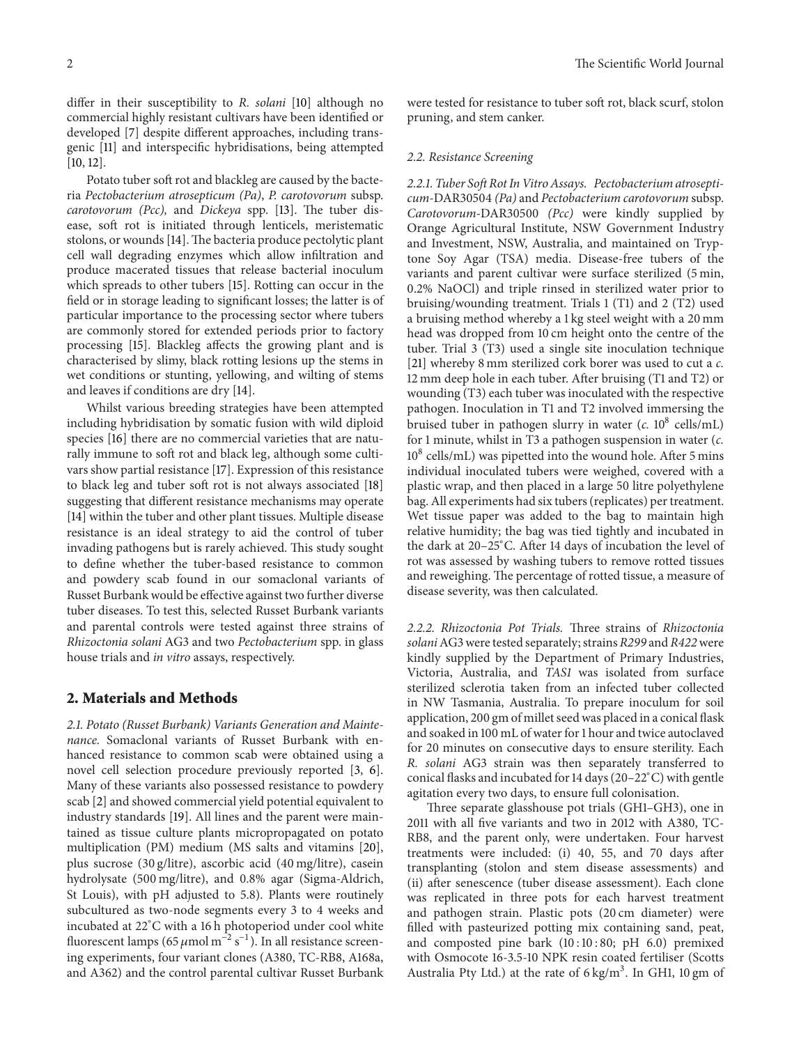differ in their susceptibility to *R. solani* [10] although no commercial highly resistant cultivars have been identified or developed [7] despite different approaches, including transgenic [11] and interspecific hybridisations, being attempted [10, 12].

Potato tuber soft rot and blackleg are caused by the bacteria *Pectobacterium atrosepticum (Pa)*, *P. carotovorum* subsp. *carotovorum (Pcc),* and *Dickeya* spp. [13]. The tuber disease, soft rot is initiated through lenticels, meristematic stolons, or wounds [14]. The bacteria produce pectolytic plant cell wall degrading enzymes which allow infiltration and produce macerated tissues that release bacterial inoculum which spreads to other tubers [15]. Rotting can occur in the field or in storage leading to significant losses; the latter is of particular importance to the processing sector where tubers are commonly stored for extended periods prior to factory processing [15]. Blackleg affects the growing plant and is characterised by slimy, black rotting lesions up the stems in wet conditions or stunting, yellowing, and wilting of stems and leaves if conditions are dry [14].

Whilst various breeding strategies have been attempted including hybridisation by somatic fusion with wild diploid species [16] there are no commercial varieties that are naturally immune to soft rot and black leg, although some cultivars show partial resistance [17]. Expression of this resistance to black leg and tuber soft rot is not always associated [18] suggesting that different resistance mechanisms may operate [14] within the tuber and other plant tissues. Multiple disease resistance is an ideal strategy to aid the control of tuber invading pathogens but is rarely achieved. This study sought to define whether the tuber-based resistance to common and powdery scab found in our somaclonal variants of Russet Burbank would be effective against two further diverse tuber diseases. To test this, selected Russet Burbank variants and parental controls were tested against three strains of *Rhizoctonia solani* AG3 and two *Pectobacterium* spp. in glass house trials and *in vitro* assays, respectively.

## 2. Materials and Methods

*2.1. Potato (Russet Burbank) Variants Generation and Maintenance.* Somaclonal variants of Russet Burbank with enhanced resistance to common scab were obtained using a novel cell selection procedure previously reported [3, 6]. Many of these variants also possessed resistance to powdery scab [2] and showed commercial yield potential equivalent to industry standards [19]. All lines and the parent were maintained as tissue culture plants micropropagated on potato multiplication (PM) medium (MS salts and vitamins [20], plus sucrose (30 g/litre), ascorbic acid (40 mg/litre), casein hydrolysate (500 mg/litre), and 0.8% agar (Sigma-Aldrich, St Louis), with pH adjusted to 5.8). Plants were routinely subcultured as two-node segments every 3 to 4 weeks and incubated at 22°C with a 16 h photoperiod under cool white fluorescent lamps (65 $\mu$mol m$^{-2}$ s$^{-1}$). In all resistance screening experiments, four variant clones (A380, TC-RB8, A168a, and A362) and the control parental cultivar Russet Burbank were tested for resistance to tuber soft rot, black scurf, stolon pruning, and stem canker.

*2.2. Resistance Screening*

*2.2.1. Tuber Soft Rot In Vitro Assays. Pectobacterium atrosepticum*-DAR30504 *(Pa)* and *Pectobacterium carotovorum* subsp. *Carotovorum*-DAR30500 *(Pcc)* were kindly supplied by Orange Agricultural Institute, NSW Government Industry and Investment, NSW, Australia, and maintained on Tryptone Soy Agar (TSA) media. Disease-free tubers of the variants and parent cultivar were surface sterilized (5 min, 0.2% NaOCl) and triple rinsed in sterilized water prior to bruising/wounding treatment. Trials 1 (T1) and 2 (T2) used a bruising method whereby a 1 kg steel weight with a 20 mm head was dropped from 10 cm height onto the centre of the tuber. Trial 3 (T3) used a single site inoculation technique [21] whereby 8 mm sterilized cork borer was used to cut a *c.* 12 mm deep hole in each tuber. After bruising (T1 and T2) or wounding (T3) each tuber was inoculated with the respective pathogen. Inoculation in T1 and T2 involved immersing the bruised tuber in pathogen slurry in water (*c.* $10^8$ cells/mL) for 1 minute, whilst in T3 a pathogen suspension in water (*c.* $10^8$ cells/mL) was pipetted into the wound hole. After 5 mins individual inoculated tubers were weighed, covered with a plastic wrap, and then placed in a large 50 litre polyethylene bag. All experiments had six tubers (replicates) per treatment. Wet tissue paper was added to the bag to maintain high relative humidity; the bag was tied tightly and incubated in the dark at 20–25°C. After 14 days of incubation the level of rot was assessed by washing tubers to remove rotted tissues and reweighing. The percentage of rotted tissue, a measure of disease severity, was then calculated.

*2.2.2. Rhizoctonia Pot Trials.* Three strains of *Rhizoctonia solani* AG3 were tested separately; strains *R299* and *R422* were kindly supplied by the Department of Primary Industries, Victoria, Australia, and *TAS1* was isolated from surface sterilized sclerotia taken from an infected tuber collected in NW Tasmania, Australia. To prepare inoculum for soil application, 200 gm of millet seed was placed in a conical flask and soaked in 100 mL of water for 1 hour and twice autoclaved for 20 minutes on consecutive days to ensure sterility. Each *R. solani* AG3 strain was then separately transferred to conical flasks and incubated for 14 days (20–22°C) with gentle agitation every two days, to ensure full colonisation.

Three separate glasshouse pot trials (GH1–GH3), one in 2011 with all five variants and two in 2012 with A380, TC-RB8, and the parent only, were undertaken. Four harvest treatments were included: (i) 40, 55, and 70 days after transplanting (stolon and stem disease assessments) and (ii) after senescence (tuber disease assessment). Each clone was replicated in three pots for each harvest treatment and pathogen strain. Plastic pots (20 cm diameter) were filled with pasteurized potting mix containing sand, peat, and composted pine bark (10 : 10 : 80; pH 6.0) premixed with Osmocote 16-3.5-10 NPK resin coated fertiliser (Scotts Australia Pty Ltd.) at the rate of 6 kg/m$^3$. In GH1, 10 gm of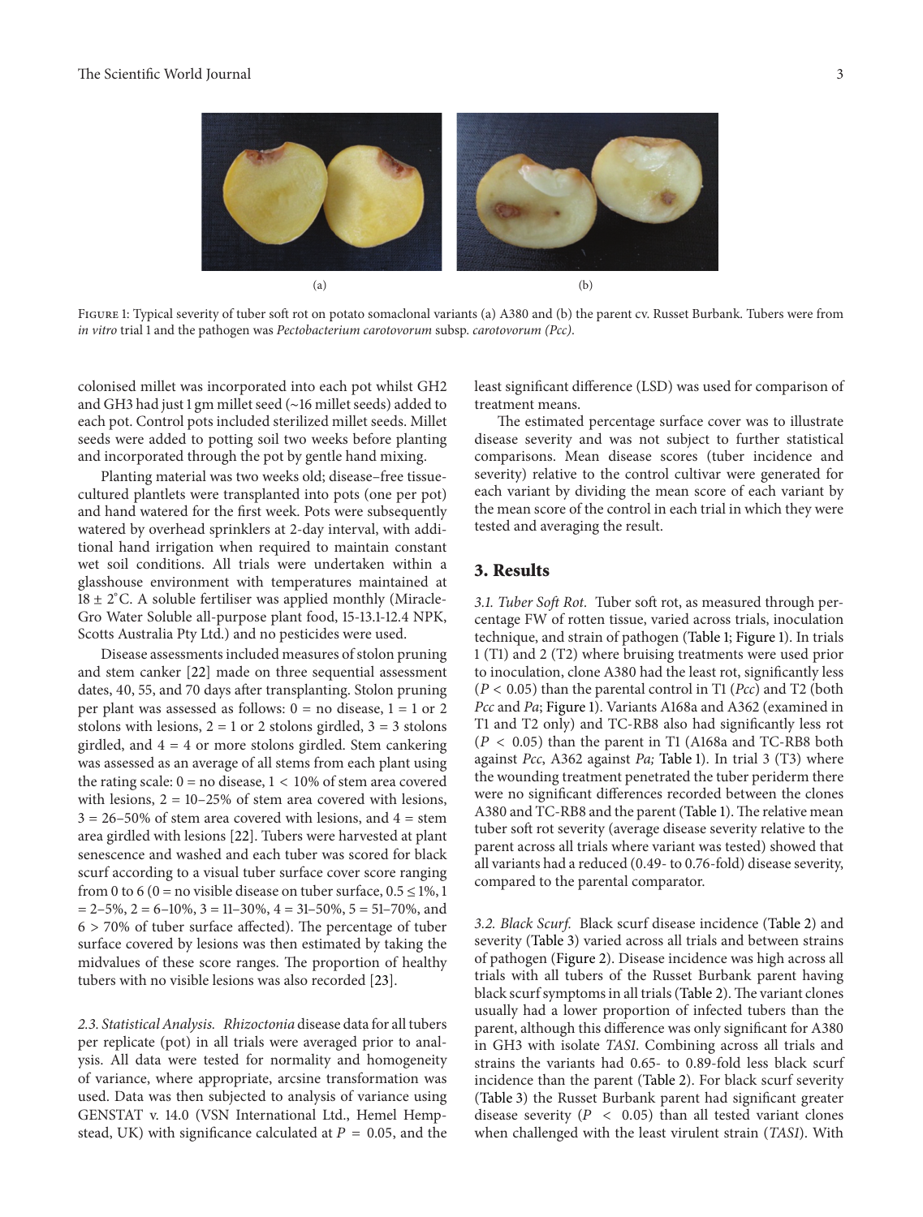(a) (b)

Figure 1: Typical severity of tuber soft rot on potato somaclonal variants (a) A380 and (b) the parent cv. Russet Burbank. Tubers were from *in vitro* trial 1 and the pathogen was *Pectobacterium carotovorum* subsp. *carotovorum (Pcc)*.

colonised millet was incorporated into each pot whilst GH2 and GH3 had just 1 gm millet seed (~16 millet seeds) added to each pot. Control pots included sterilized millet seeds. Millet seeds were added to potting soil two weeks before planting and incorporated through the pot by gentle hand mixing.

Planting material was two weeks old; disease–free tissue-cultured plantlets were transplanted into pots (one per pot) and hand watered for the first week. Pots were subsequently watered by overhead sprinklers at 2-day interval, with additional hand irrigation when required to maintain constant wet soil conditions. All trials were undertaken within a glasshouse environment with temperatures maintained at $18 \pm 2^{\circ}$C. A soluble fertiliser was applied monthly (Miracle-Gro Water Soluble all-purpose plant food, 15-13.1-12.4 NPK, Scotts Australia Pty Ltd.) and no pesticides were used.

Disease assessments included measures of stolon pruning and stem canker [22] made on three sequential assessment dates, 40, 55, and 70 days after transplanting. Stolon pruning per plant was assessed as follows: 0 = no disease, 1 = 1 or 2 stolons with lesions, 2 = 1 or 2 stolons girdled, 3 = 3 stolons girdled, and 4 = 4 or more stolons girdled. Stem cankering was assessed as an average of all stems from each plant using the rating scale: 0 = no disease, 1 < 10% of stem area covered with lesions, 2 = 10–25% of stem area covered with lesions, 3 = 26–50% of stem area covered with lesions, and 4 = stem area girdled with lesions [22]. Tubers were harvested at plant senescence and washed and each tuber was scored for black scurf according to a visual tuber surface cover score ranging from 0 to 6 (0 = no visible disease on tuber surface, 0.5 ≤ 1%, 1 = 2–5%, 2 = 6–10%, 3 = 11–30%, 4 = 31–50%, 5 = 51–70%, and 6 > 70% of tuber surface affected). The percentage of tuber surface covered by lesions was then estimated by taking the midvalues of these score ranges. The proportion of healthy tubers with no visible lesions was also recorded [23].

*2.3. Statistical Analysis.* *Rhizoctonia* disease data for all tubers per replicate (pot) in all trials were averaged prior to analysis. All data were tested for normality and homogeneity of variance, where appropriate, arcsine transformation was used. Data was then subjected to analysis of variance using GENSTAT v. 14.0 (VSN International Ltd., Hemel Hempstead, UK) with significance calculated at $P = 0.05$, and the least significant difference (LSD) was used for comparison of treatment means.

The estimated percentage surface cover was to illustrate disease severity and was not subject to further statistical comparisons. Mean disease scores (tuber incidence and severity) relative to the control cultivar were generated for each variant by dividing the mean score of each variant by the mean score of the control in each trial in which they were tested and averaging the result.

## 3. Results

*3.1. Tuber Soft Rot.* Tuber soft rot, as measured through percentage FW of rotten tissue, varied across trials, inoculation technique, and strain of pathogen (Table 1; Figure 1). In trials 1 (T1) and 2 (T2) where bruising treatments were used prior to inoculation, clone A380 had the least rot, significantly less ($P < 0.05$) than the parental control in T1 (*Pcc*) and T2 (both *Pcc* and *Pa*; Figure 1). Variants A168a and A362 (examined in T1 and T2 only) and TC-RB8 also had significantly less rot ($P < 0.05$) than the parent in T1 (A168a and TC-RB8 both against *Pcc*, A362 against *Pa;* Table 1). In trial 3 (T3) where the wounding treatment penetrated the tuber periderm there were no significant differences recorded between the clones A380 and TC-RB8 and the parent (Table 1). The relative mean tuber soft rot severity (average disease severity relative to the parent across all trials where variant was tested) showed that all variants had a reduced (0.49- to 0.76-fold) disease severity, compared to the parental comparator.

*3.2. Black Scurf.* Black scurf disease incidence (Table 2) and severity (Table 3) varied across all trials and between strains of pathogen (Figure 2). Disease incidence was high across all trials with all tubers of the Russet Burbank parent having black scurf symptoms in all trials (Table 2). The variant clones usually had a lower proportion of infected tubers than the parent, although this difference was only significant for A380 in GH3 with isolate *TAS1*. Combining across all trials and strains the variants had 0.65- to 0.89-fold less black scurf incidence than the parent (Table 2). For black scurf severity (Table 3) the Russet Burbank parent had significant greater disease severity ($P < 0.05$) than all tested variant clones when challenged with the least virulent strain (*TAS1*). With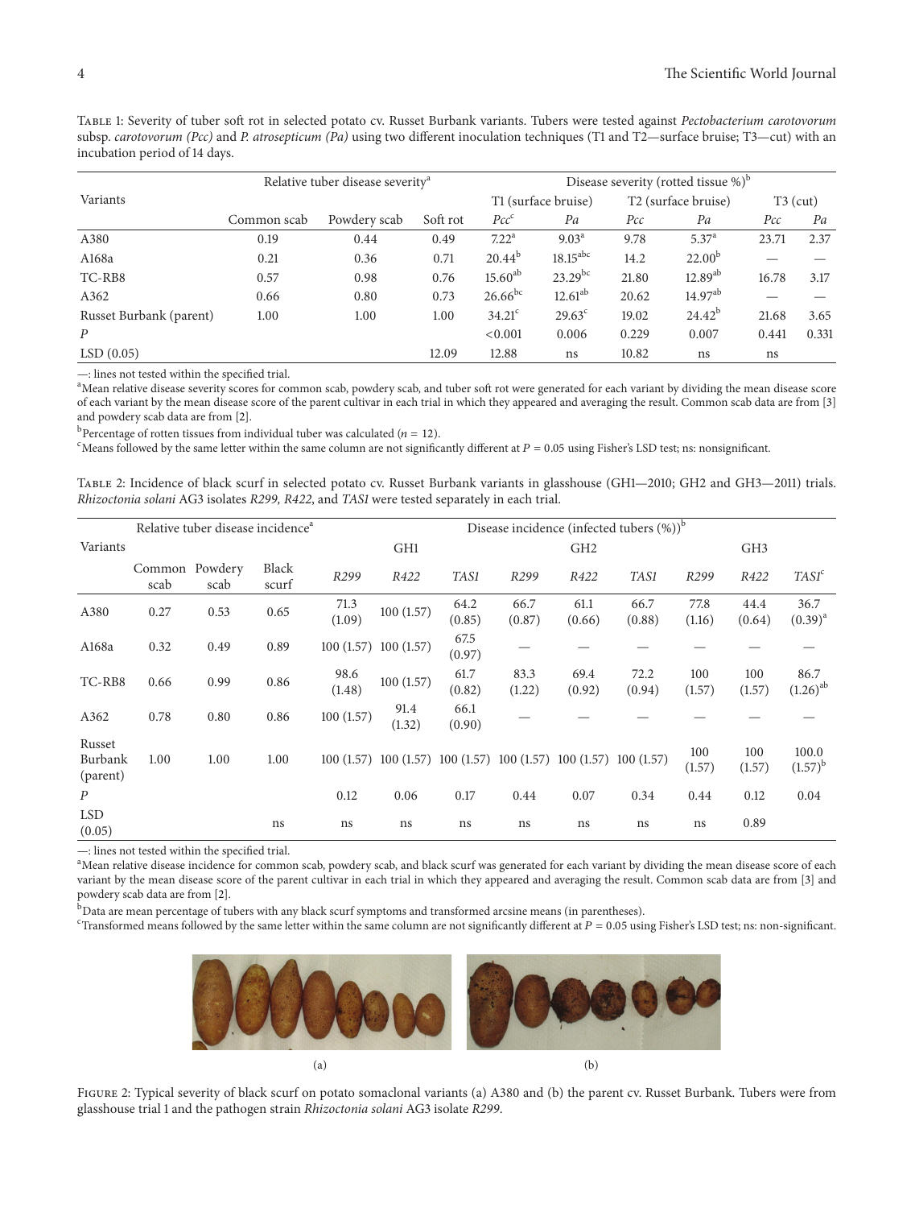Table 1: Severity of tuber soft rot in selected potato cv. Russet Burbank variants. Tubers were tested against *Pectobacterium carotovorum* subsp. *carotovorum (Pcc)* and *P. atrosepticum (Pa)* using two different inoculation techniques (T1 and T2—surface bruise; T3—cut) with an incubation period of 14 days.

| Variants | Relative tuber disease severity[a] | | | Disease severity (rotted tissue %)[b] | | | | | |
|---|---|---|---|---|---|---|---|---|---|
| | | | | T1 (surface bruise) | | T2 (surface bruise) | | T3 (cut) | |
| | Common scab | Powdery scab | Soft rot | *Pcc*[c] | *Pa* | *Pcc* | *Pa* | *Pcc* | *Pa* |
| A380 | 0.19 | 0.44 | 0.49 | 7.22[a] | 9.03[a] | 9.78 | 5.37[a] | 23.71 | 2.37 |
| A168a | 0.21 | 0.36 | 0.71 | 20.44[b] | 18.15[abc] | 14.2 | 22.00[b] | — | — |
| TC-RB8 | 0.57 | 0.98 | 0.76 | 15.60[ab] | 23.29[bc] | 21.80 | 12.89[ab] | 16.78 | 3.17 |
| A362 | 0.66 | 0.80 | 0.73 | 26.66[bc] | 12.61[ab] | 20.62 | 14.97[ab] | — | — |
| Russet Burbank (parent) | 1.00 | 1.00 | 1.00 | 34.21[c] | 29.63[c] | 19.02 | 24.42[b] | 21.68 | 3.65 |
| *P* | | | | <0.001 | 0.006 | 0.229 | 0.007 | 0.441 | 0.331 |
| LSD (0.05) | | | 12.09 | 12.88 | ns | 10.82 | ns | ns | |

—: lines not tested within the specified trial.
[a]Mean relative disease severity scores for common scab, powdery scab, and tuber soft rot were generated for each variant by dividing the mean disease score of each variant by the mean disease score of the parent cultivar in each trial in which they appeared and averaging the result. Common scab data are from [3] and powdery scab data are from [2].
[b]Percentage of rotten tissues from individual tuber was calculated ($n = 12$).
[c]Means followed by the same letter within the same column are not significantly different at $P = 0.05$ using Fisher's LSD test; ns: nonsignificant.

Table 2: Incidence of black scurf in selected potato cv. Russet Burbank variants in glasshouse (GH1—2010; GH2 and GH3—2011) trials. *Rhizoctonia solani* AG3 isolates *R299, R422*, and *TAS1* were tested separately in each trial.

| Variants | Relative tuber disease incidence[a] | | | Disease incidence (infected tubers (%))[b] | | | | | | | | |
|---|---|---|---|---|---|---|---|---|---|---|---|---|
| | | | | GH1 | | | GH2 | | | GH3 | | |
| | Common scab | Powdery scab | Black scurf | *R299* | *R422* | *TAS1* | *R299* | *R422* | *TAS1* | *R299* | *R422* | *TAS1*[c] |
| A380 | 0.27 | 0.53 | 0.65 | 71.3 (1.09) | 100 (1.57) | 64.2 (0.85) | 66.7 (0.87) | 61.1 (0.66) | 66.7 (0.88) | 77.8 (1.16) | 44.4 (0.64) | 36.7 (0.39)[a] |
| A168a | 0.32 | 0.49 | 0.89 | 100 (1.57) | 100 (1.57) | 67.5 (0.97) | — | — | — | — | — | — |
| TC-RB8 | 0.66 | 0.99 | 0.86 | 98.6 (1.48) | 100 (1.57) | 61.7 (0.82) | 83.3 (1.22) | 69.4 (0.92) | 72.2 (0.94) | 100 (1.57) | 100 (1.57) | 86.7 (1.26)[ab] |
| A362 | 0.78 | 0.80 | 0.86 | 100 (1.57) | 91.4 (1.32) | 66.1 (0.90) | — | — | — | — | — | — |
| Russet Burbank (parent) | 1.00 | 1.00 | 1.00 | 100 (1.57) | 100 (1.57) | 100 (1.57) | 100 (1.57) | 100 (1.57) | 100 (1.57) | 100 (1.57) | 100 (1.57) | 100.0 (1.57)[b] |
| *P* | | | | 0.12 | 0.06 | 0.17 | 0.44 | 0.07 | 0.34 | 0.44 | 0.12 | 0.04 |
| LSD (0.05) | | | ns | ns | ns | ns | ns | ns | ns | ns | 0.89 | |

—: lines not tested within the specified trial.
[a]Mean relative disease incidence for common scab, powdery scab, and black scurf was generated for each variant by dividing the mean disease score of each variant by the mean disease score of the parent cultivar in each trial in which they appeared and averaging the result. Common scab data are from [3] and powdery scab data are from [2].
[b]Data are mean percentage of tubers with any black scurf symptoms and transformed arcsine means (in parentheses).
[c]Transformed means followed by the same letter within the same column are not significantly different at $P = 0.05$ using Fisher's LSD test; ns: non-significant.

(a)

(b)

Figure 2: Typical severity of black scurf on potato somaclonal variants (a) A380 and (b) the parent cv. Russet Burbank. Tubers were from glasshouse trial 1 and the pathogen strain *Rhizoctonia solani* AG3 isolate *R299*.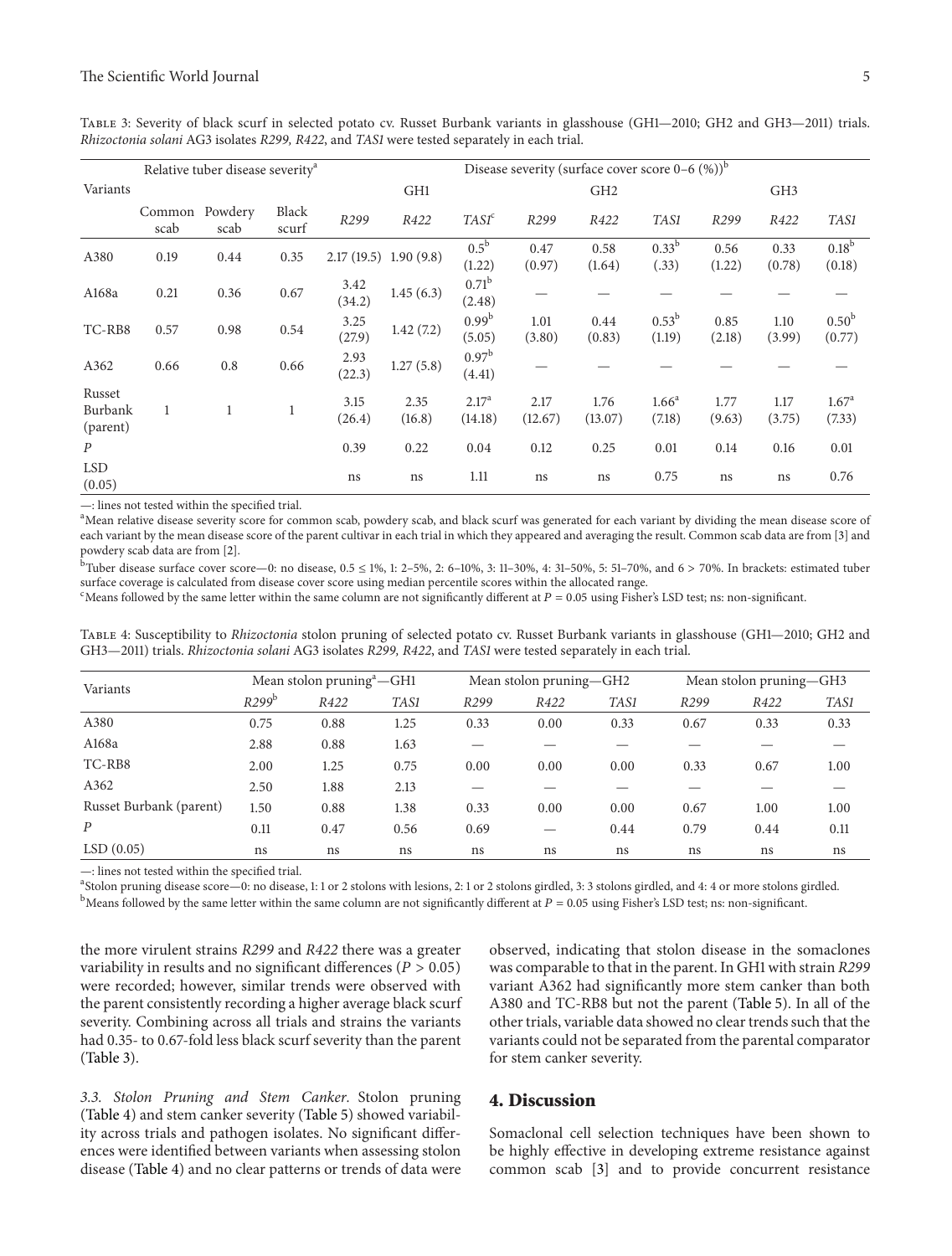Table 3: Severity of black scurf in selected potato cv. Russet Burbank variants in glasshouse (GH1—2010; GH2 and GH3—2011) trials. *Rhizoctonia solani* AG3 isolates *R299, R422*, and *TAS1* were tested separately in each trial.

| Variants | Relative tuber disease severity[a] | | | Disease severity (surface cover score 0–6 (%))[b] | | | | | | | | |
|---|---|---|---|---|---|---|---|---|---|---|---|---|
| | | | | GH1 | | | GH2 | | | GH3 | | |
| | Common scab | Powdery scab | Black scurf | *R299* | *R422* | *TAS1*[c] | *R299* | *R422* | *TAS1* | *R299* | *R422* | *TAS1* |
| A380 | 0.19 | 0.44 | 0.35 | 2.17 (19.5) | 1.90 (9.8) | 0.5[b] (1.22) | 0.47 (0.97) | 0.58 (1.64) | 0.33[b] (.33) | 0.56 (1.22) | 0.33 (0.78) | 0.18[b] (0.18) |
| A168a | 0.21 | 0.36 | 0.67 | 3.42 (34.2) | 1.45 (6.3) | 0.71[b] (2.48) | — | — | — | — | — | — |
| TC-RB8 | 0.57 | 0.98 | 0.54 | 3.25 (27.9) | 1.42 (7.2) | 0.99[b] (5.05) | 1.01 (3.80) | 0.44 (0.83) | 0.53[b] (1.19) | 0.85 (2.18) | 1.10 (3.99) | 0.50[b] (0.77) |
| A362 | 0.66 | 0.8 | 0.66 | 2.93 (22.3) | 1.27 (5.8) | 0.97[b] (4.41) | — | — | — | — | — | — |
| Russet Burbank (parent) | 1 | 1 | 1 | 3.15 (26.4) | 2.35 (16.8) | 2.17[a] (14.18) | 2.17 (12.67) | 1.76 (13.07) | 1.66[a] (7.18) | 1.77 (9.63) | 1.17 (3.75) | 1.67[a] (7.33) |
| $P$ | | | | 0.39 | 0.22 | 0.04 | 0.12 | 0.25 | 0.01 | 0.14 | 0.16 | 0.01 |
| LSD (0.05) | | | | ns | ns | 1.11 | ns | ns | 0.75 | ns | ns | 0.76 |

—: lines not tested within the specified trial.
[a]Mean relative disease severity score for common scab, powdery scab, and black scurf was generated for each variant by dividing the mean disease score of each variant by the mean disease score of the parent cultivar in each trial in which they appeared and averaging the result. Common scab data are from [3] and powdery scab data are from [2].
[b]Tuber disease surface cover score—0: no disease, 0.5 ≤ 1%, 1: 2–5%, 2: 6–10%, 3: 11–30%, 4: 31–50%, 5: 51–70%, and 6 > 70%. In brackets: estimated tuber surface coverage is calculated from disease cover score using median percentile scores within the allocated range.
[c]Means followed by the same letter within the same column are not significantly different at $P = 0.05$ using Fisher's LSD test; ns: non-significant.

Table 4: Susceptibility to *Rhizoctonia* stolon pruning of selected potato cv. Russet Burbank variants in glasshouse (GH1—2010; GH2 and GH3—2011) trials. *Rhizoctonia solani* AG3 isolates *R299, R422*, and *TAS1* were tested separately in each trial.

| Variants | Mean stolon pruning[a]—GH1 | | | Mean stolon pruning—GH2 | | | Mean stolon pruning—GH3 | | |
|---|---|---|---|---|---|---|---|---|---|
| | *R299*[b] | *R422* | *TAS1* | *R299* | *R422* | *TAS1* | *R299* | *R422* | *TAS1* |
| A380 | 0.75 | 0.88 | 1.25 | 0.33 | 0.00 | 0.33 | 0.67 | 0.33 | 0.33 |
| A168a | 2.88 | 0.88 | 1.63 | — | — | — | — | — | — |
| TC-RB8 | 2.00 | 1.25 | 0.75 | 0.00 | 0.00 | 0.00 | 0.33 | 0.67 | 1.00 |
| A362 | 2.50 | 1.88 | 2.13 | — | — | — | — | — | — |
| Russet Burbank (parent) | 1.50 | 0.88 | 1.38 | 0.33 | 0.00 | 0.00 | 0.67 | 1.00 | 1.00 |
| $P$ | 0.11 | 0.47 | 0.56 | 0.69 | — | 0.44 | 0.79 | 0.44 | 0.11 |
| LSD (0.05) | ns | ns | ns | ns | ns | ns | ns | ns | ns |

—: lines not tested within the specified trial.
[a]Stolon pruning disease score—0: no disease, 1: 1 or 2 stolons with lesions, 2: 1 or 2 stolons girdled, 3: 3 stolons girdled, and 4: 4 or more stolons girdled.
[b]Means followed by the same letter within the same column are not significantly different at $P = 0.05$ using Fisher's LSD test; ns: non-significant.

the more virulent strains *R299* and *R422* there was a greater variability in results and no significant differences ($P > 0.05$) were recorded; however, similar trends were observed with the parent consistently recording a higher average black scurf severity. Combining across all trials and strains the variants had 0.35- to 0.67-fold less black scurf severity than the parent (Table 3).

*3.3. Stolon Pruning and Stem Canker.* Stolon pruning (Table 4) and stem canker severity (Table 5) showed variability across trials and pathogen isolates. No significant differences were identified between variants when assessing stolon disease (Table 4) and no clear patterns or trends of data were observed, indicating that stolon disease in the somaclones was comparable to that in the parent. In GH1 with strain *R299* variant A362 had significantly more stem canker than both A380 and TC-RB8 but not the parent (Table 5). In all of the other trials, variable data showed no clear trends such that the variants could not be separated from the parental comparator for stem canker severity.

## 4. Discussion

Somaclonal cell selection techniques have been shown to be highly effective in developing extreme resistance against common scab [3] and to provide concurrent resistance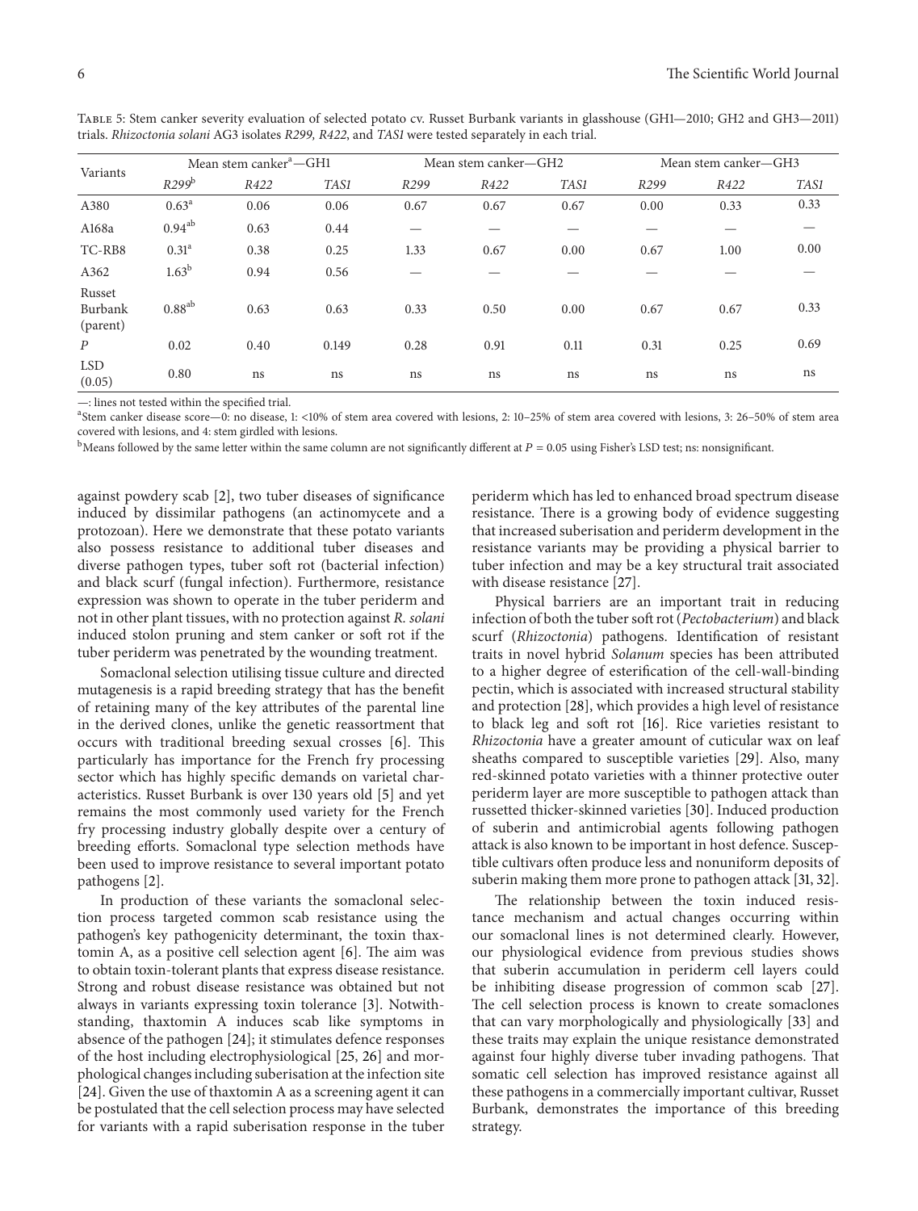Table 5: Stem canker severity evaluation of selected potato cv. Russet Burbank variants in glasshouse (GH1—2010; GH2 and GH3—2011) trials. *Rhizoctonia solani* AG3 isolates *R299*, *R422*, and *TAS1* were tested separately in each trial.

| Variants | Mean stem canker[a]—GH1 | | | Mean stem canker—GH2 | | | Mean stem canker—GH3 | | |
|---|---|---|---|---|---|---|---|---|---|
| | *R299*[b] | *R422* | *TAS1* | *R299* | *R422* | *TAS1* | *R299* | *R422* | *TAS1* |
| A380 | 0.63[a] | 0.06 | 0.06 | 0.67 | 0.67 | 0.67 | 0.00 | 0.33 | 0.33 |
| A168a | 0.94[ab] | 0.63 | 0.44 | — | — | — | — | — | — |
| TC-RB8 | 0.31[a] | 0.38 | 0.25 | 1.33 | 0.67 | 0.00 | 0.67 | 1.00 | 0.00 |
| A362 | 1.63[b] | 0.94 | 0.56 | — | — | — | — | — | — |
| Russet Burbank (parent) | 0.88[ab] | 0.63 | 0.63 | 0.33 | 0.50 | 0.00 | 0.67 | 0.67 | 0.33 |
| $P$ | 0.02 | 0.40 | 0.149 | 0.28 | 0.91 | 0.11 | 0.31 | 0.25 | 0.69 |
| LSD (0.05) | 0.80 | ns | ns | ns | ns | ns | ns | ns | ns |

—: lines not tested within the specified trial.
[a]Stem canker disease score—0: no disease, 1: <10% of stem area covered with lesions, 2: 10–25% of stem area covered with lesions, 3: 26–50% of stem area covered with lesions, and 4: stem girdled with lesions.
[b]Means followed by the same letter within the same column are not significantly different at $P = 0.05$ using Fisher's LSD test; ns: nonsignificant.

against powdery scab [2], two tuber diseases of significance induced by dissimilar pathogens (an actinomycete and a protozoan). Here we demonstrate that these potato variants also possess resistance to additional tuber diseases and diverse pathogen types, tuber soft rot (bacterial infection) and black scurf (fungal infection). Furthermore, resistance expression was shown to operate in the tuber periderm and not in other plant tissues, with no protection against *R. solani* induced stolon pruning and stem canker or soft rot if the tuber periderm was penetrated by the wounding treatment.

Somaclonal selection utilising tissue culture and directed mutagenesis is a rapid breeding strategy that has the benefit of retaining many of the key attributes of the parental line in the derived clones, unlike the genetic reassortment that occurs with traditional breeding sexual crosses [6]. This particularly has importance for the French fry processing sector which has highly specific demands on varietal characteristics. Russet Burbank is over 130 years old [5] and yet remains the most commonly used variety for the French fry processing industry globally despite over a century of breeding efforts. Somaclonal type selection methods have been used to improve resistance to several important potato pathogens [2].

In production of these variants the somaclonal selection process targeted common scab resistance using the pathogen's key pathogenicity determinant, the toxin thaxtomin A, as a positive cell selection agent [6]. The aim was to obtain toxin-tolerant plants that express disease resistance. Strong and robust disease resistance was obtained but not always in variants expressing toxin tolerance [3]. Notwithstanding, thaxtomin A induces scab like symptoms in absence of the pathogen [24]; it stimulates defence responses of the host including electrophysiological [25, 26] and morphological changes including suberisation at the infection site [24]. Given the use of thaxtomin A as a screening agent it can be postulated that the cell selection process may have selected for variants with a rapid suberisation response in the tuber periderm which has led to enhanced broad spectrum disease resistance. There is a growing body of evidence suggesting that increased suberisation and periderm development in the resistance variants may be providing a physical barrier to tuber infection and may be a key structural trait associated with disease resistance [27].

Physical barriers are an important trait in reducing infection of both the tuber soft rot (*Pectobacterium*) and black scurf (*Rhizoctonia*) pathogens. Identification of resistant traits in novel hybrid *Solanum* species has been attributed to a higher degree of esterification of the cell-wall-binding pectin, which is associated with increased structural stability and protection [28], which provides a high level of resistance to black leg and soft rot [16]. Rice varieties resistant to *Rhizoctonia* have a greater amount of cuticular wax on leaf sheaths compared to susceptible varieties [29]. Also, many red-skinned potato varieties with a thinner protective outer periderm layer are more susceptible to pathogen attack than russetted thicker-skinned varieties [30]. Induced production of suberin and antimicrobial agents following pathogen attack is also known to be important in host defence. Susceptible cultivars often produce less and nonuniform deposits of suberin making them more prone to pathogen attack [31, 32].

The relationship between the toxin induced resistance mechanism and actual changes occurring within our somaclonal lines is not determined clearly. However, our physiological evidence from previous studies shows that suberin accumulation in periderm cell layers could be inhibiting disease progression of common scab [27]. The cell selection process is known to create somaclones that can vary morphologically and physiologically [33] and these traits may explain the unique resistance demonstrated against four highly diverse tuber invading pathogens. That somatic cell selection has improved resistance against all these pathogens in a commercially important cultivar, Russet Burbank, demonstrates the importance of this breeding strategy.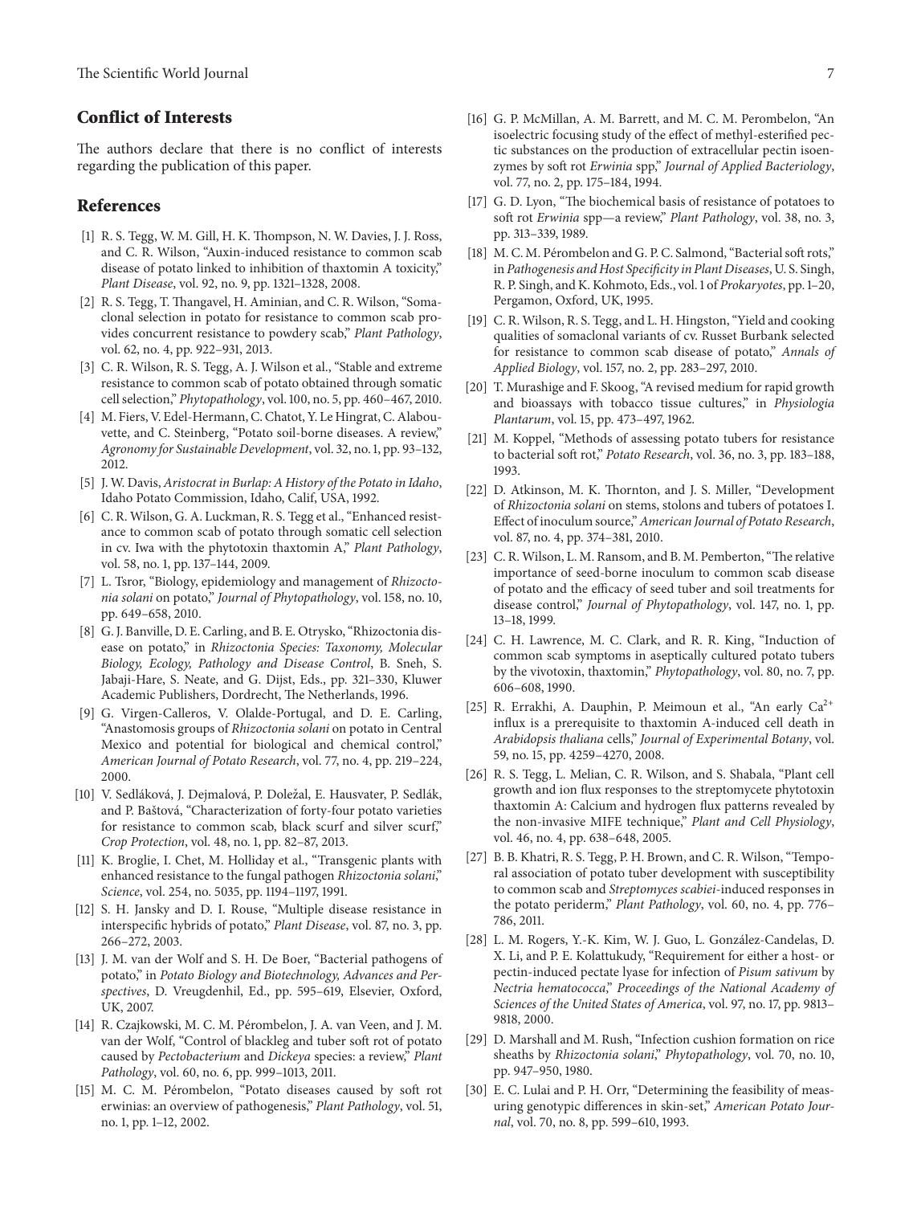## Conflict of Interests

The authors declare that there is no conflict of interests regarding the publication of this paper.

## References

[1] R. S. Tegg, W. M. Gill, H. K. Thompson, N. W. Davies, J. J. Ross, and C. R. Wilson, "Auxin-induced resistance to common scab disease of potato linked to inhibition of thaxtomin A toxicity," *Plant Disease*, vol. 92, no. 9, pp. 1321–1328, 2008.

[2] R. S. Tegg, T. Thangavel, H. Aminian, and C. R. Wilson, "Somaclonal selection in potato for resistance to common scab provides concurrent resistance to powdery scab," *Plant Pathology*, vol. 62, no. 4, pp. 922–931, 2013.

[3] C. R. Wilson, R. S. Tegg, A. J. Wilson et al., "Stable and extreme resistance to common scab of potato obtained through somatic cell selection," *Phytopathology*, vol. 100, no. 5, pp. 460–467, 2010.

[4] M. Fiers, V. Edel-Hermann, C. Chatot, Y. Le Hingrat, C. Alabouvette, and C. Steinberg, "Potato soil-borne diseases. A review," *Agronomy for Sustainable Development*, vol. 32, no. 1, pp. 93–132, 2012.

[5] J. W. Davis, *Aristocrat in Burlap: A History of the Potato in Idaho*, Idaho Potato Commission, Idaho, Calif, USA, 1992.

[6] C. R. Wilson, G. A. Luckman, R. S. Tegg et al., "Enhanced resistance to common scab of potato through somatic cell selection in cv. Iwa with the phytotoxin thaxtomin A," *Plant Pathology*, vol. 58, no. 1, pp. 137–144, 2009.

[7] L. Tsror, "Biology, epidemiology and management of *Rhizoctonia solani* on potato," *Journal of Phytopathology*, vol. 158, no. 10, pp. 649–658, 2010.

[8] G. J. Banville, D. E. Carling, and B. E. Otrysko, "Rhizoctonia disease on potato," in *Rhizoctonia Species: Taxonomy, Molecular Biology, Ecology, Pathology and Disease Control*, B. Sneh, S. Jabaji-Hare, S. Neate, and G. Dijst, Eds., pp. 321–330, Kluwer Academic Publishers, Dordrecht, The Netherlands, 1996.

[9] G. Virgen-Calleros, V. Olalde-Portugal, and D. E. Carling, "Anastomosis groups of *Rhizoctonia solani* on potato in Central Mexico and potential for biological and chemical control," *American Journal of Potato Research*, vol. 77, no. 4, pp. 219–224, 2000.

[10] V. Sedláková, J. Dejmalová, P. Doležal, E. Hausvater, P. Sedlák, and P. Baštová, "Characterization of forty-four potato varieties for resistance to common scab, black scurf and silver scurf," *Crop Protection*, vol. 48, no. 1, pp. 82–87, 2013.

[11] K. Broglie, I. Chet, M. Holliday et al., "Transgenic plants with enhanced resistance to the fungal pathogen *Rhizoctonia solani*," *Science*, vol. 254, no. 5035, pp. 1194–1197, 1991.

[12] S. H. Jansky and D. I. Rouse, "Multiple disease resistance in interspecific hybrids of potato," *Plant Disease*, vol. 87, no. 3, pp. 266–272, 2003.

[13] J. M. van der Wolf and S. H. De Boer, "Bacterial pathogens of potato," in *Potato Biology and Biotechnology, Advances and Perspectives*, D. Vreugdenhil, Ed., pp. 595–619, Elsevier, Oxford, UK, 2007.

[14] R. Czajkowski, M. C. M. Pérombelon, J. A. van Veen, and J. M. van der Wolf, "Control of blackleg and tuber soft rot of potato caused by *Pectobacterium* and *Dickeya* species: a review," *Plant Pathology*, vol. 60, no. 6, pp. 999–1013, 2011.

[15] M. C. M. Pérombelon, "Potato diseases caused by soft rot erwinias: an overview of pathogenesis," *Plant Pathology*, vol. 51, no. 1, pp. 1–12, 2002.

[16] G. P. McMillan, A. M. Barrett, and M. C. M. Perombelon, "An isoelectric focusing study of the effect of methyl-esterified pectic substances on the production of extracellular pectin isoenzymes by soft rot *Erwinia* spp," *Journal of Applied Bacteriology*, vol. 77, no. 2, pp. 175–184, 1994.

[17] G. D. Lyon, "The biochemical basis of resistance of potatoes to soft rot *Erwinia* spp—a review," *Plant Pathology*, vol. 38, no. 3, pp. 313–339, 1989.

[18] M. C. M. Pérombelon and G. P. C. Salmond, "Bacterial soft rots," in *Pathogenesis and Host Specificity in Plant Diseases*, U. S. Singh, R. P. Singh, and K. Kohmoto, Eds., vol. 1 of *Prokaryotes*, pp. 1–20, Pergamon, Oxford, UK, 1995.

[19] C. R. Wilson, R. S. Tegg, and L. H. Hingston, "Yield and cooking qualities of somaclonal variants of cv. Russet Burbank selected for resistance to common scab disease of potato," *Annals of Applied Biology*, vol. 157, no. 2, pp. 283–297, 2010.

[20] T. Murashige and F. Skoog, "A revised medium for rapid growth and bioassays with tobacco tissue cultures," in *Physiologia Plantarum*, vol. 15, pp. 473–497, 1962.

[21] M. Koppel, "Methods of assessing potato tubers for resistance to bacterial soft rot," *Potato Research*, vol. 36, no. 3, pp. 183–188, 1993.

[22] D. Atkinson, M. K. Thornton, and J. S. Miller, "Development of *Rhizoctonia solani* on stems, stolons and tubers of potatoes I. Effect of inoculum source," *American Journal of Potato Research*, vol. 87, no. 4, pp. 374–381, 2010.

[23] C. R. Wilson, L. M. Ransom, and B. M. Pemberton, "The relative importance of seed-borne inoculum to common scab disease of potato and the efficacy of seed tuber and soil treatments for disease control," *Journal of Phytopathology*, vol. 147, no. 1, pp. 13–18, 1999.

[24] C. H. Lawrence, M. C. Clark, and R. R. King, "Induction of common scab symptoms in aseptically cultured potato tubers by the vivotoxin, thaxtomin," *Phytopathology*, vol. 80, no. 7, pp. 606–608, 1990.

[25] R. Errakhi, A. Dauphin, P. Meimoun et al., "An early $Ca^{2+}$ influx is a prerequisite to thaxtomin A-induced cell death in *Arabidopsis thaliana* cells," *Journal of Experimental Botany*, vol. 59, no. 15, pp. 4259–4270, 2008.

[26] R. S. Tegg, L. Melian, C. R. Wilson, and S. Shabala, "Plant cell growth and ion flux responses to the streptomycete phytotoxin thaxtomin A: Calcium and hydrogen flux patterns revealed by the non-invasive MIFE technique," *Plant and Cell Physiology*, vol. 46, no. 4, pp. 638–648, 2005.

[27] B. B. Khatri, R. S. Tegg, P. H. Brown, and C. R. Wilson, "Temporal association of potato tuber development with susceptibility to common scab and *Streptomyces scabiei*-induced responses in the potato periderm," *Plant Pathology*, vol. 60, no. 4, pp. 776–786, 2011.

[28] L. M. Rogers, Y.-K. Kim, W. J. Guo, L. González-Candelas, D. X. Li, and P. E. Kolattukudy, "Requirement for either a host- or pectin-induced pectate lyase for infection of *Pisum sativum* by *Nectria hematococca*," *Proceedings of the National Academy of Sciences of the United States of America*, vol. 97, no. 17, pp. 9813–9818, 2000.

[29] D. Marshall and M. Rush, "Infection cushion formation on rice sheaths by *Rhizoctonia solani*," *Phytopathology*, vol. 70, no. 10, pp. 947–950, 1980.

[30] E. C. Lulai and P. H. Orr, "Determining the feasibility of measuring genotypic differences in skin-set," *American Potato Journal*, vol. 70, no. 8, pp. 599–610, 1993.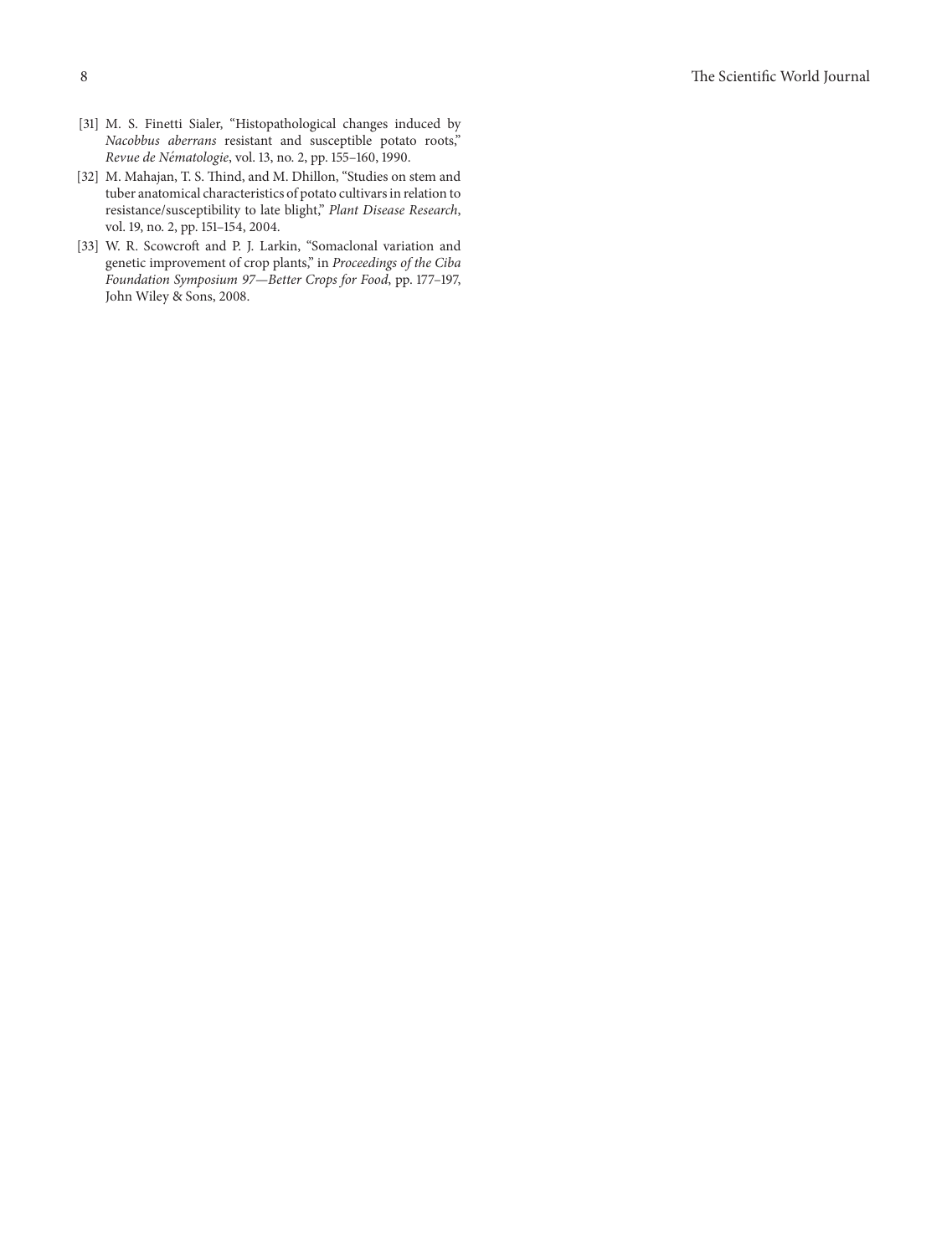[31] M. S. Finetti Sialer, "Histopathological changes induced by *Nacobbus aberrans* resistant and susceptible potato roots," *Revue de Nématologie*, vol. 13, no. 2, pp. 155–160, 1990.

[32] M. Mahajan, T. S. Thind, and M. Dhillon, "Studies on stem and tuber anatomical characteristics of potato cultivars in relation to resistance/susceptibility to late blight," *Plant Disease Research*, vol. 19, no. 2, pp. 151–154, 2004.

[33] W. R. Scowcroft and P. J. Larkin, "Somaclonal variation and genetic improvement of crop plants," in *Proceedings of the Ciba Foundation Symposium 97—Better Crops for Food*, pp. 177–197, John Wiley & Sons, 2008.